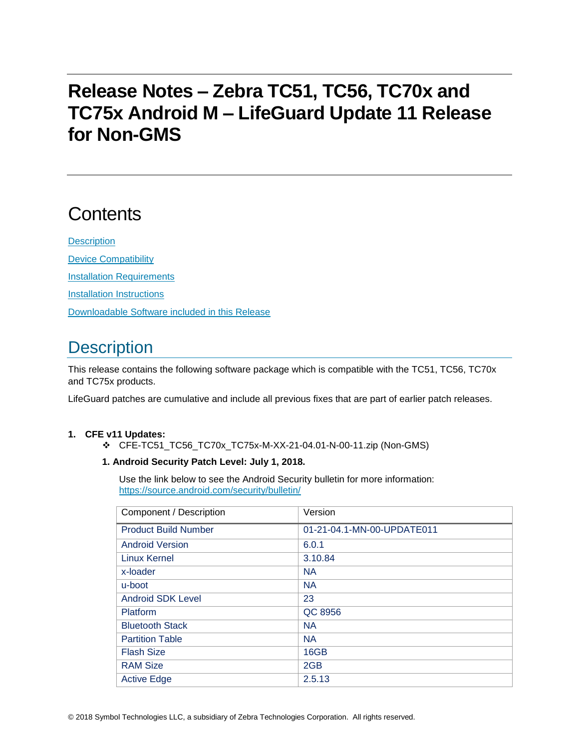# Release Notes – Zebra TC51, TC56, TC70x and TC75x Android M – LifeGuard Update 11 Release for Non-GMS

## Contents

Description

Device Compatibility

Installation Requirements

Installation Instructions

Downloadable Software included in this Release

## Description

This release contains the following software package which is compatible with the TC51, TC56, TC70x and TC75x products.

LifeGuard patches are cumulative and include all previous fixes that are part of earlier patch releases.

1. **CFE v11 Updates:**
    - ❖ CFE-TC51_TC56_TC70x_TC75x-M-XX-21-04.01-N-00-11.zip (Non-GMS)

    1. **Android Security Patch Level: July 1, 2018.**

        Use the link below to see the Android Security bulletin for more information: https://source.android.com/security/bulletin/

| Component / Description | Version |
|---|---|
| Product Build Number | 01-21-04.1-MN-00-UPDATE011 |
| Android Version | 6.0.1 |
| Linux Kernel | 3.10.84 |
| x-loader | NA |
| u-boot | NA |
| Android SDK Level | 23 |
| Platform | QC 8956 |
| Bluetooth Stack | NA |
| Partition Table | NA |
| Flash Size | 16GB |
| RAM Size | 2GB |
| Active Edge | 2.5.13 |

© 2018 Symbol Technologies LLC, a subsidiary of Zebra Technologies Corporation. All rights reserved.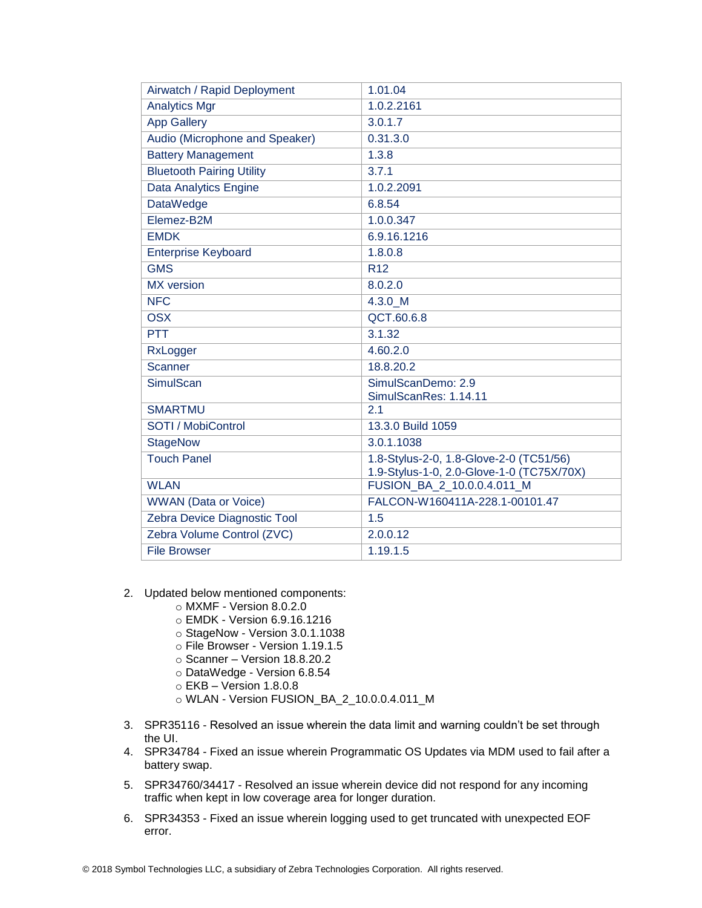| Airwatch / Rapid Deployment | 1.01.04 |
|---|---|
| Analytics Mgr | 1.0.2.2161 |
| App Gallery | 3.0.1.7 |
| Audio (Microphone and Speaker) | 0.31.3.0 |
| Battery Management | 1.3.8 |
| Bluetooth Pairing Utility | 3.7.1 |
| Data Analytics Engine | 1.0.2.2091 |
| DataWedge | 6.8.54 |
| Elemez-B2M | 1.0.0.347 |
| EMDK | 6.9.16.1216 |
| Enterprise Keyboard | 1.8.0.8 |
| GMS | R12 |
| MX version | 8.0.2.0 |
| NFC | 4.3.0_M |
| OSX | QCT.60.6.8 |
| PTT | 3.1.32 |
| RxLogger | 4.60.2.0 |
| Scanner | 18.8.20.2 |
| SimulScan | SimulScanDemo: 2.9<br>SimulScanRes: 1.14.11 |
| SMARTMU | 2.1 |
| SOTI / MobiControl | 13.3.0 Build 1059 |
| StageNow | 3.0.1.1038 |
| Touch Panel | 1.8-Stylus-2-0, 1.8-Glove-2-0 (TC51/56)<br>1.9-Stylus-1-0, 2.0-Glove-1-0 (TC75X/70X) |
| WLAN | FUSION_BA_2_10.0.0.4.011_M |
| WWAN (Data or Voice) | FALCON-W160411A-228.1-00101.47 |
| Zebra Device Diagnostic Tool | 1.5 |
| Zebra Volume Control (ZVC) | 2.0.0.12 |
| File Browser | 1.19.1.5 |

2. Updated below mentioned components:
   - MXMF - Version 8.0.2.0
   - EMDK - Version 6.9.16.1216
   - StageNow - Version 3.0.1.1038
   - File Browser - Version 1.19.1.5
   - Scanner – Version 18.8.20.2
   - DataWedge - Version 6.8.54
   - EKB – Version 1.8.0.8
   - WLAN - Version FUSION_BA_2_10.0.0.4.011_M

3. SPR35116 - Resolved an issue wherein the data limit and warning couldn't be set through the UI.
4. SPR34784 - Fixed an issue wherein Programmatic OS Updates via MDM used to fail after a battery swap.
5. SPR34760/34417 - Resolved an issue wherein device did not respond for any incoming traffic when kept in low coverage area for longer duration.
6. SPR34353 - Fixed an issue wherein logging used to get truncated with unexpected EOF error.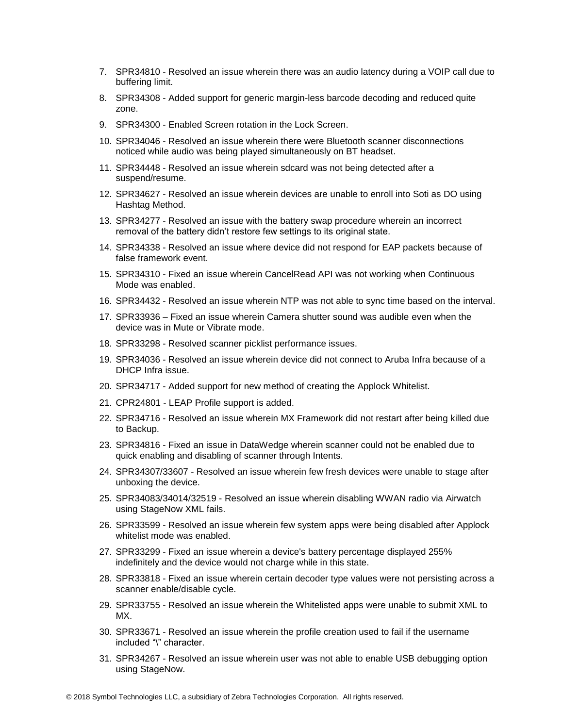7. SPR34810 - Resolved an issue wherein there was an audio latency during a VOIP call due to buffering limit.
8. SPR34308 - Added support for generic margin-less barcode decoding and reduced quite zone.
9. SPR34300 - Enabled Screen rotation in the Lock Screen.
10. SPR34046 - Resolved an issue wherein there were Bluetooth scanner disconnections noticed while audio was being played simultaneously on BT headset.
11. SPR34448 - Resolved an issue wherein sdcard was not being detected after a suspend/resume.
12. SPR34627 - Resolved an issue wherein devices are unable to enroll into Soti as DO using Hashtag Method.
13. SPR34277 - Resolved an issue with the battery swap procedure wherein an incorrect removal of the battery didn't restore few settings to its original state.
14. SPR34338 - Resolved an issue where device did not respond for EAP packets because of false framework event.
15. SPR34310 - Fixed an issue wherein CancelRead API was not working when Continuous Mode was enabled.
16. SPR34432 - Resolved an issue wherein NTP was not able to sync time based on the interval.
17. SPR33936 – Fixed an issue wherein Camera shutter sound was audible even when the device was in Mute or Vibrate mode.
18. SPR33298 - Resolved scanner picklist performance issues.
19. SPR34036 - Resolved an issue wherein device did not connect to Aruba Infra because of a DHCP Infra issue.
20. SPR34717 - Added support for new method of creating the Applock Whitelist.
21. CPR24801 - LEAP Profile support is added.
22. SPR34716 - Resolved an issue wherein MX Framework did not restart after being killed due to Backup.
23. SPR34816 - Fixed an issue in DataWedge wherein scanner could not be enabled due to quick enabling and disabling of scanner through Intents.
24. SPR34307/33607 - Resolved an issue wherein few fresh devices were unable to stage after unboxing the device.
25. SPR34083/34014/32519 - Resolved an issue wherein disabling WWAN radio via Airwatch using StageNow XML fails.
26. SPR33599 - Resolved an issue wherein few system apps were being disabled after Applock whitelist mode was enabled.
27. SPR33299 - Fixed an issue wherein a device's battery percentage displayed 255% indefinitely and the device would not charge while in this state.
28. SPR33818 - Fixed an issue wherein certain decoder type values were not persisting across a scanner enable/disable cycle.
29. SPR33755 - Resolved an issue wherein the Whitelisted apps were unable to submit XML to MX.
30. SPR33671 - Resolved an issue wherein the profile creation used to fail if the username included "\" character.
31. SPR34267 - Resolved an issue wherein user was not able to enable USB debugging option using StageNow.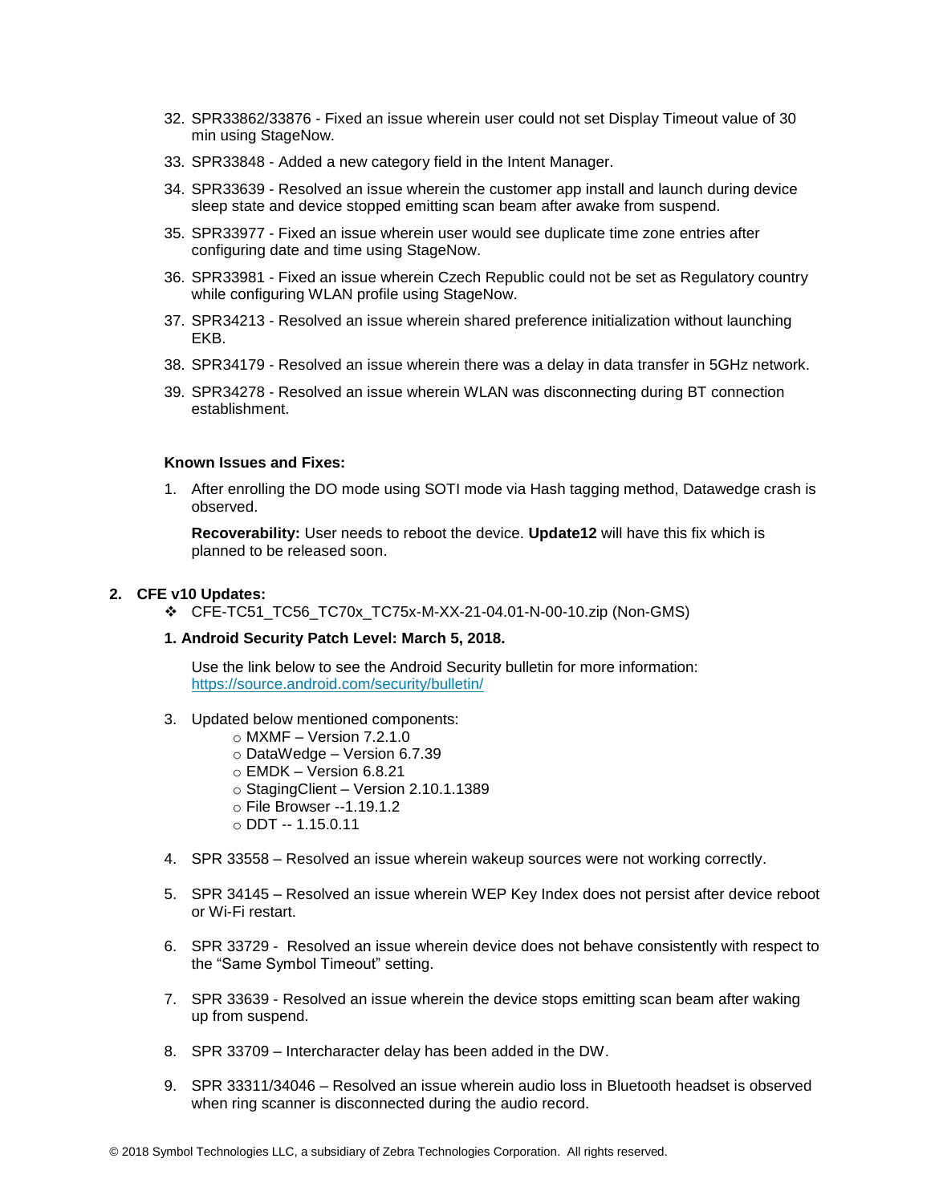32. SPR33862/33876 - Fixed an issue wherein user could not set Display Timeout value of 30 min using StageNow.
33. SPR33848 - Added a new category field in the Intent Manager.
34. SPR33639 - Resolved an issue wherein the customer app install and launch during device sleep state and device stopped emitting scan beam after awake from suspend.
35. SPR33977 - Fixed an issue wherein user would see duplicate time zone entries after configuring date and time using StageNow.
36. SPR33981 - Fixed an issue wherein Czech Republic could not be set as Regulatory country while configuring WLAN profile using StageNow.
37. SPR34213 - Resolved an issue wherein shared preference initialization without launching EKB.
38. SPR34179 - Resolved an issue wherein there was a delay in data transfer in 5GHz network.
39. SPR34278 - Resolved an issue wherein WLAN was disconnecting during BT connection establishment.

**Known Issues and Fixes:**

1. After enrolling the DO mode using SOTI mode via Hash tagging method, Datawedge crash is observed.

   **Recoverability:** User needs to reboot the device. **Update12** will have this fix which is planned to be released soon.

**2. CFE v10 Updates:**

❖ CFE-TC51_TC56_TC70x_TC75x-M-XX-21-04.01-N-00-10.zip (Non-GMS)

**1. Android Security Patch Level: March 5, 2018.**

Use the link below to see the Android Security bulletin for more information: https://source.android.com/security/bulletin/

3. Updated below mentioned components:
   - MXMF – Version 7.2.1.0
   - DataWedge – Version 6.7.39
   - EMDK – Version 6.8.21
   - StagingClient – Version 2.10.1.1389
   - File Browser --1.19.1.2
   - DDT -- 1.15.0.11

4. SPR 33558 – Resolved an issue wherein wakeup sources were not working correctly.

5. SPR 34145 – Resolved an issue wherein WEP Key Index does not persist after device reboot or Wi-Fi restart.

6. SPR 33729 - Resolved an issue wherein device does not behave consistently with respect to the “Same Symbol Timeout” setting.

7. SPR 33639 - Resolved an issue wherein the device stops emitting scan beam after waking up from suspend.

8. SPR 33709 – Intercharacter delay has been added in the DW.

9. SPR 33311/34046 – Resolved an issue wherein audio loss in Bluetooth headset is observed when ring scanner is disconnected during the audio record.

© 2018 Symbol Technologies LLC, a subsidiary of Zebra Technologies Corporation. All rights reserved.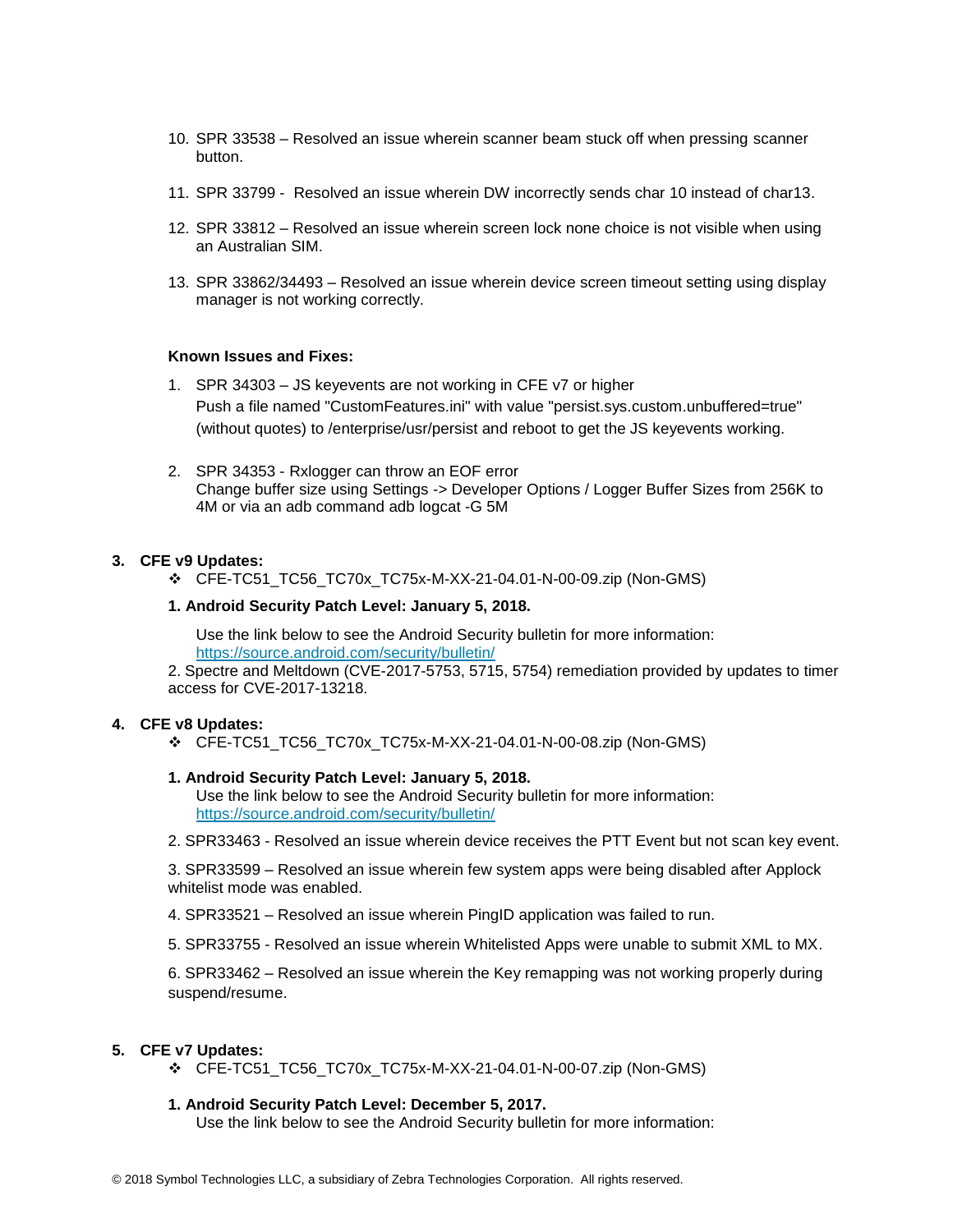10. SPR 33538 – Resolved an issue wherein scanner beam stuck off when pressing scanner button.

11. SPR 33799 - Resolved an issue wherein DW incorrectly sends char 10 instead of char13.

12. SPR 33812 – Resolved an issue wherein screen lock none choice is not visible when using an Australian SIM.

13. SPR 33862/34493 – Resolved an issue wherein device screen timeout setting using display manager is not working correctly.

**Known Issues and Fixes:**

1. SPR 34303 – JS keyevents are not working in CFE v7 or higher
   Push a file named "CustomFeatures.ini" with value "persist.sys.custom.unbuffered=true" (without quotes) to /enterprise/usr/persist and reboot to get the JS keyevents working.

2. SPR 34353 - Rxlogger can throw an EOF error
   Change buffer size using Settings -> Developer Options / Logger Buffer Sizes from 256K to 4M or via an adb command adb logcat -G 5M

3. **CFE v9 Updates:**
   - CFE-TC51_TC56_TC70x_TC75x-M-XX-21-04.01-N-00-09.zip (Non-GMS)

   **1. Android Security Patch Level: January 5, 2018.**

   Use the link below to see the Android Security bulletin for more information: [https://source.android.com/security/bulletin/](https://source.android.com/security/bulletin/)

   2. Spectre and Meltdown (CVE-2017-5753, 5715, 5754) remediation provided by updates to timer access for CVE-2017-13218.

4. **CFE v8 Updates:**
   - CFE-TC51_TC56_TC70x_TC75x-M-XX-21-04.01-N-00-08.zip (Non-GMS)

   **1. Android Security Patch Level: January 5, 2018.**
   Use the link below to see the Android Security bulletin for more information: [https://source.android.com/security/bulletin/](https://source.android.com/security/bulletin/)

   2. SPR33463 - Resolved an issue wherein device receives the PTT Event but not scan key event.

   3. SPR33599 – Resolved an issue wherein few system apps were being disabled after Applock whitelist mode was enabled.

   4. SPR33521 – Resolved an issue wherein PingID application was failed to run.

   5. SPR33755 - Resolved an issue wherein Whitelisted Apps were unable to submit XML to MX.

   6. SPR33462 – Resolved an issue wherein the Key remapping was not working properly during suspend/resume.

5. **CFE v7 Updates:**
   - CFE-TC51_TC56_TC70x_TC75x-M-XX-21-04.01-N-00-07.zip (Non-GMS)

   **1. Android Security Patch Level: December 5, 2017.**
   Use the link below to see the Android Security bulletin for more information: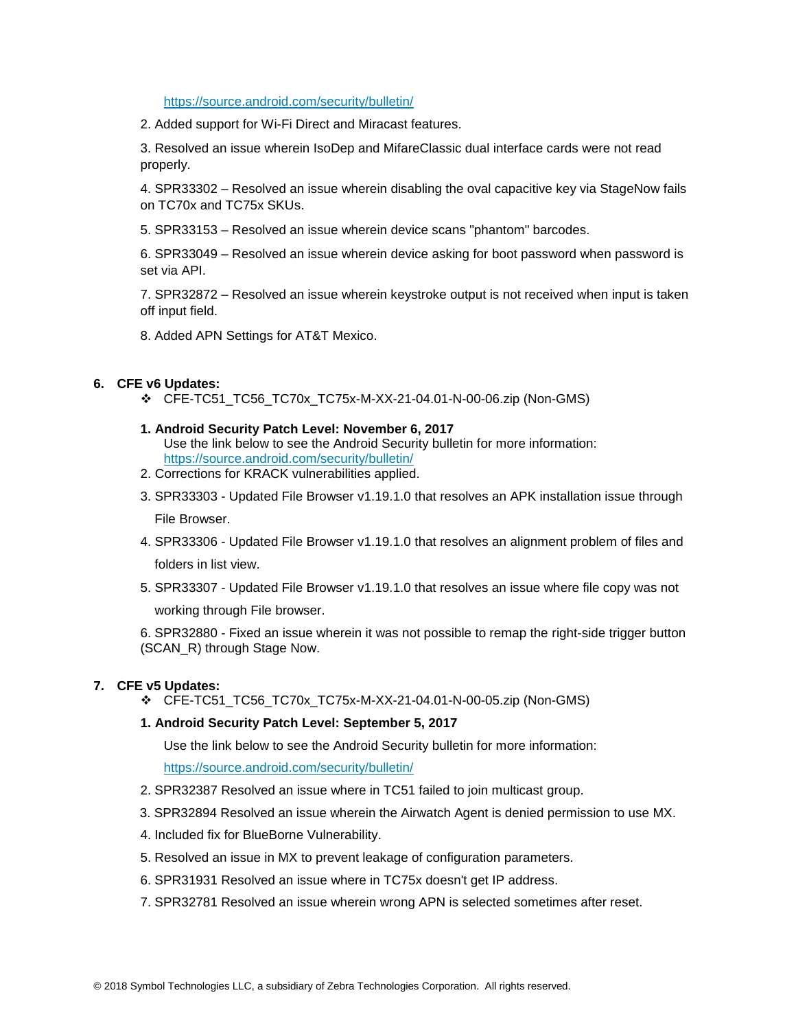https://source.android.com/security/bulletin/

2. Added support for Wi-Fi Direct and Miracast features.

3. Resolved an issue wherein IsoDep and MifareClassic dual interface cards were not read properly.

4. SPR33302 – Resolved an issue wherein disabling the oval capacitive key via StageNow fails on TC70x and TC75x SKUs.

5. SPR33153 – Resolved an issue wherein device scans "phantom" barcodes.

6. SPR33049 – Resolved an issue wherein device asking for boot password when password is set via API.

7. SPR32872 – Resolved an issue wherein keystroke output is not received when input is taken off input field.

8. Added APN Settings for AT&T Mexico.

## 6. CFE v6 Updates:

- ❖ CFE-TC51_TC56_TC70x_TC75x-M-XX-21-04.01-N-00-06.zip (Non-GMS)

**1. Android Security Patch Level: November 6, 2017**
Use the link below to see the Android Security bulletin for more information:
https://source.android.com/security/bulletin/

2. Corrections for KRACK vulnerabilities applied.

3. SPR33303 - Updated File Browser v1.19.1.0 that resolves an APK installation issue through File Browser.

4. SPR33306 - Updated File Browser v1.19.1.0 that resolves an alignment problem of files and folders in list view.

5. SPR33307 - Updated File Browser v1.19.1.0 that resolves an issue where file copy was not working through File browser.

6. SPR32880 - Fixed an issue wherein it was not possible to remap the right-side trigger button (SCAN_R) through Stage Now.

## 7. CFE v5 Updates:

- ❖ CFE-TC51_TC56_TC70x_TC75x-M-XX-21-04.01-N-00-05.zip (Non-GMS)

**1. Android Security Patch Level: September 5, 2017**

Use the link below to see the Android Security bulletin for more information:

https://source.android.com/security/bulletin/

2. SPR32387 Resolved an issue where in TC51 failed to join multicast group.

3. SPR32894 Resolved an issue wherein the Airwatch Agent is denied permission to use MX.

4. Included fix for BlueBorne Vulnerability.

5. Resolved an issue in MX to prevent leakage of configuration parameters.

6. SPR31931 Resolved an issue where in TC75x doesn't get IP address.

7. SPR32781 Resolved an issue wherein wrong APN is selected sometimes after reset.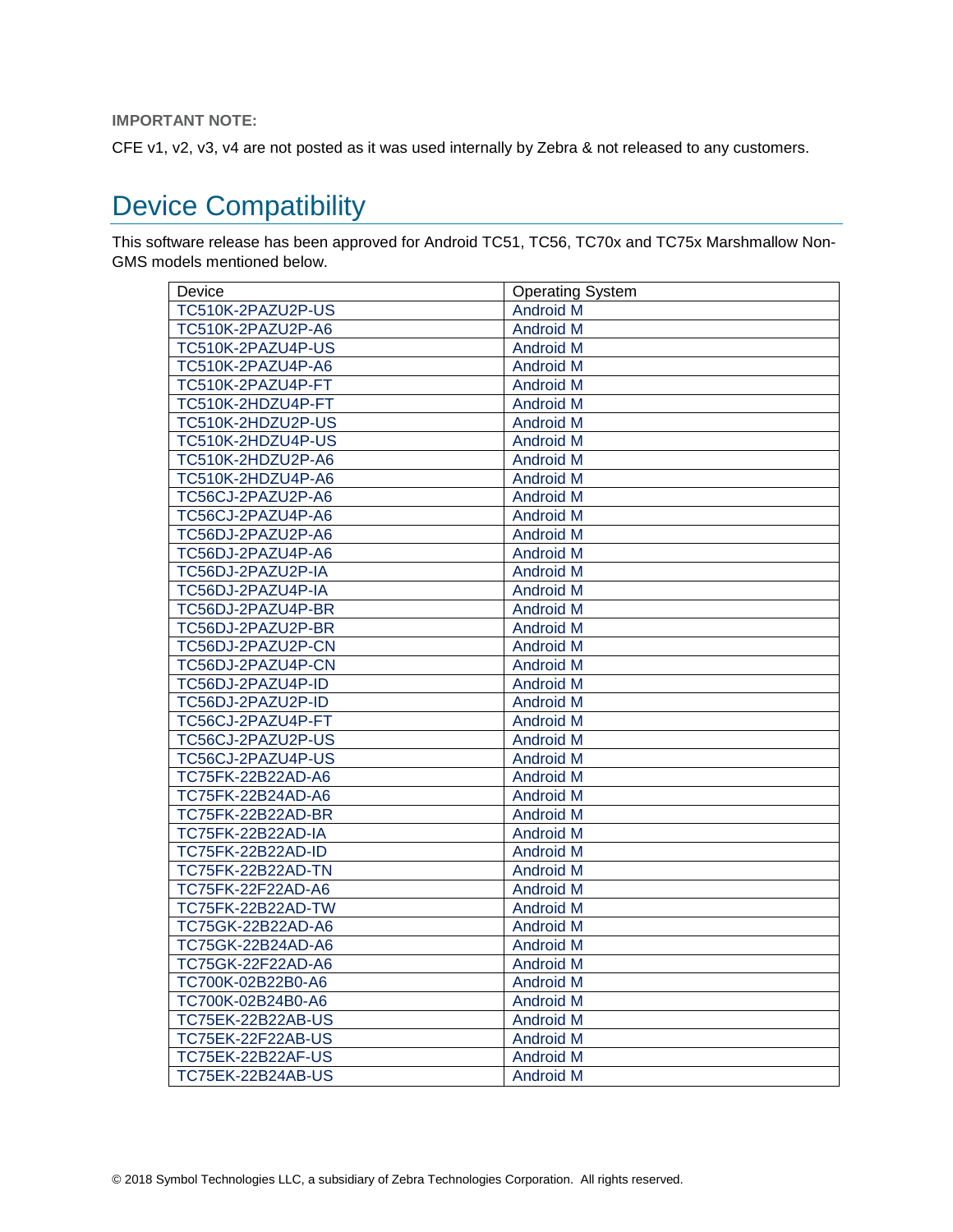**IMPORTANT NOTE:**

CFE v1, v2, v3, v4 are not posted as it was used internally by Zebra & not released to any customers.

# Device Compatibility

This software release has been approved for Android TC51, TC56, TC70x and TC75x Marshmallow Non-GMS models mentioned below.

| Device | Operating System |
|---|---|
| TC510K-2PAZU2P-US | Android M |
| TC510K-2PAZU2P-A6 | Android M |
| TC510K-2PAZU4P-US | Android M |
| TC510K-2PAZU4P-A6 | Android M |
| TC510K-2PAZU4P-FT | Android M |
| TC510K-2HDZU4P-FT | Android M |
| TC510K-2HDZU2P-US | Android M |
| TC510K-2HDZU4P-US | Android M |
| TC510K-2HDZU2P-A6 | Android M |
| TC510K-2HDZU4P-A6 | Android M |
| TC56CJ-2PAZU2P-A6 | Android M |
| TC56CJ-2PAZU4P-A6 | Android M |
| TC56DJ-2PAZU2P-A6 | Android M |
| TC56DJ-2PAZU4P-A6 | Android M |
| TC56DJ-2PAZU2P-IA | Android M |
| TC56DJ-2PAZU4P-IA | Android M |
| TC56DJ-2PAZU4P-BR | Android M |
| TC56DJ-2PAZU2P-BR | Android M |
| TC56DJ-2PAZU2P-CN | Android M |
| TC56DJ-2PAZU4P-CN | Android M |
| TC56DJ-2PAZU4P-ID | Android M |
| TC56DJ-2PAZU2P-ID | Android M |
| TC56CJ-2PAZU4P-FT | Android M |
| TC56CJ-2PAZU2P-US | Android M |
| TC56CJ-2PAZU4P-US | Android M |
| TC75FK-22B22AD-A6 | Android M |
| TC75FK-22B24AD-A6 | Android M |
| TC75FK-22B22AD-BR | Android M |
| TC75FK-22B22AD-IA | Android M |
| TC75FK-22B22AD-ID | Android M |
| TC75FK-22B22AD-TN | Android M |
| TC75FK-22F22AD-A6 | Android M |
| TC75FK-22B22AD-TW | Android M |
| TC75GK-22B22AD-A6 | Android M |
| TC75GK-22B24AD-A6 | Android M |
| TC75GK-22F22AD-A6 | Android M |
| TC700K-02B22B0-A6 | Android M |
| TC700K-02B24B0-A6 | Android M |
| TC75EK-22B22AB-US | Android M |
| TC75EK-22F22AB-US | Android M |
| TC75EK-22B22AF-US | Android M |
| TC75EK-22B24AB-US | Android M |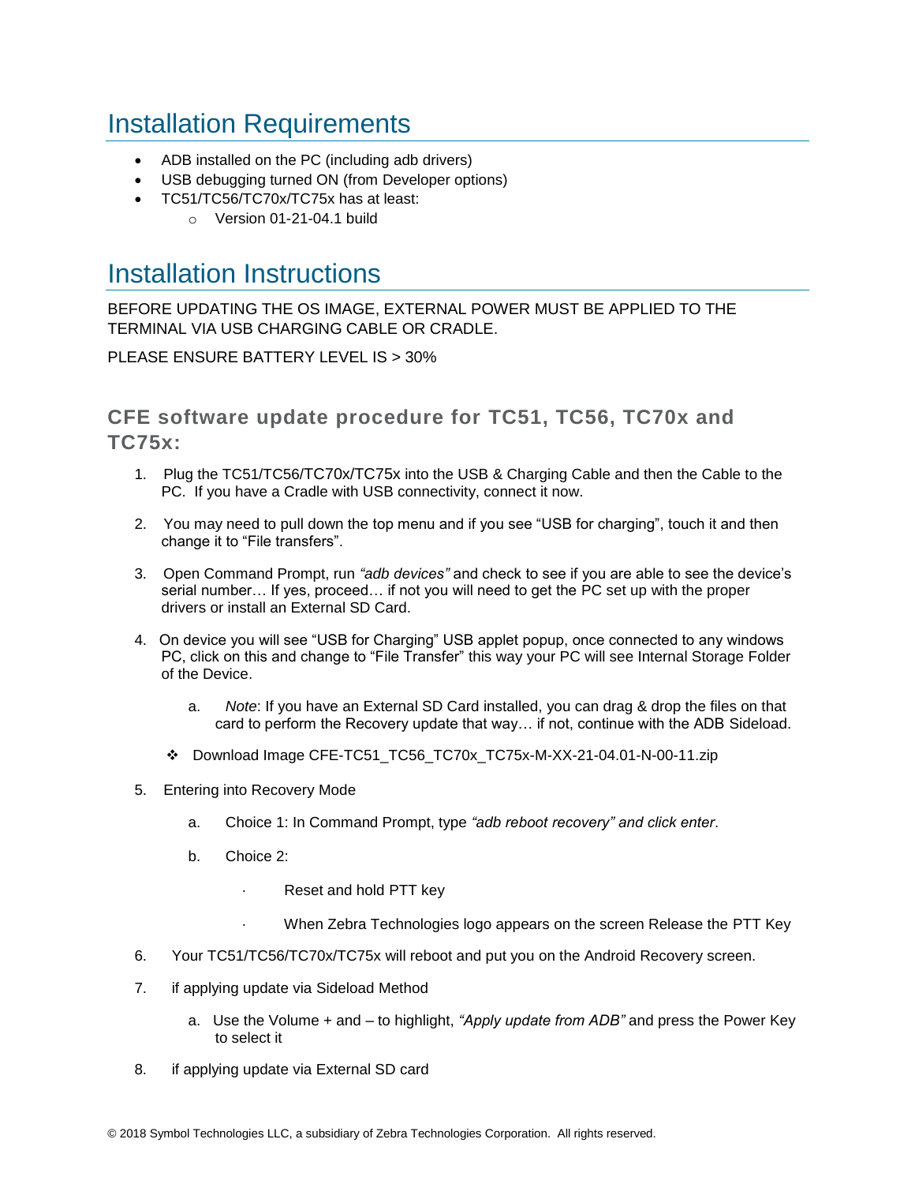# Installation Requirements

- ADB installed on the PC (including adb drivers)
- USB debugging turned ON (from Developer options)
- TC51/TC56/TC70x/TC75x has at least:
  - Version 01-21-04.1 build

# Installation Instructions

BEFORE UPDATING THE OS IMAGE, EXTERNAL POWER MUST BE APPLIED TO THE TERMINAL VIA USB CHARGING CABLE OR CRADLE.

PLEASE ENSURE BATTERY LEVEL IS > 30%

## CFE software update procedure for TC51, TC56, TC70x and TC75x:

1. Plug the TC51/TC56/TC70x/TC75x into the USB & Charging Cable and then the Cable to the PC. If you have a Cradle with USB connectivity, connect it now.

2. You may need to pull down the top menu and if you see "USB for charging", touch it and then change it to "File transfers".

3. Open Command Prompt, run *"adb devices"* and check to see if you are able to see the device's serial number… If yes, proceed… if not you will need to get the PC set up with the proper drivers or install an External SD Card.

4. On device you will see "USB for Charging" USB applet popup, once connected to any windows PC, click on this and change to "File Transfer" this way your PC will see Internal Storage Folder of the Device.

   a. *Note*: If you have an External SD Card installed, you can drag & drop the files on that card to perform the Recovery update that way… if not, continue with the ADB Sideload.

   ❖ Download Image CFE-TC51_TC56_TC70x_TC75x-M-XX-21-04.01-N-00-11.zip

5. Entering into Recovery Mode

   a. Choice 1: In Command Prompt, type *"adb reboot recovery" and click enter*.

   b. Choice 2:

      - Reset and hold PTT key
      - When Zebra Technologies logo appears on the screen Release the PTT Key

6. Your TC51/TC56/TC70x/TC75x will reboot and put you on the Android Recovery screen.

7. if applying update via Sideload Method

   a. Use the Volume + and – to highlight, *"Apply update from ADB"* and press the Power Key to select it

8. if applying update via External SD card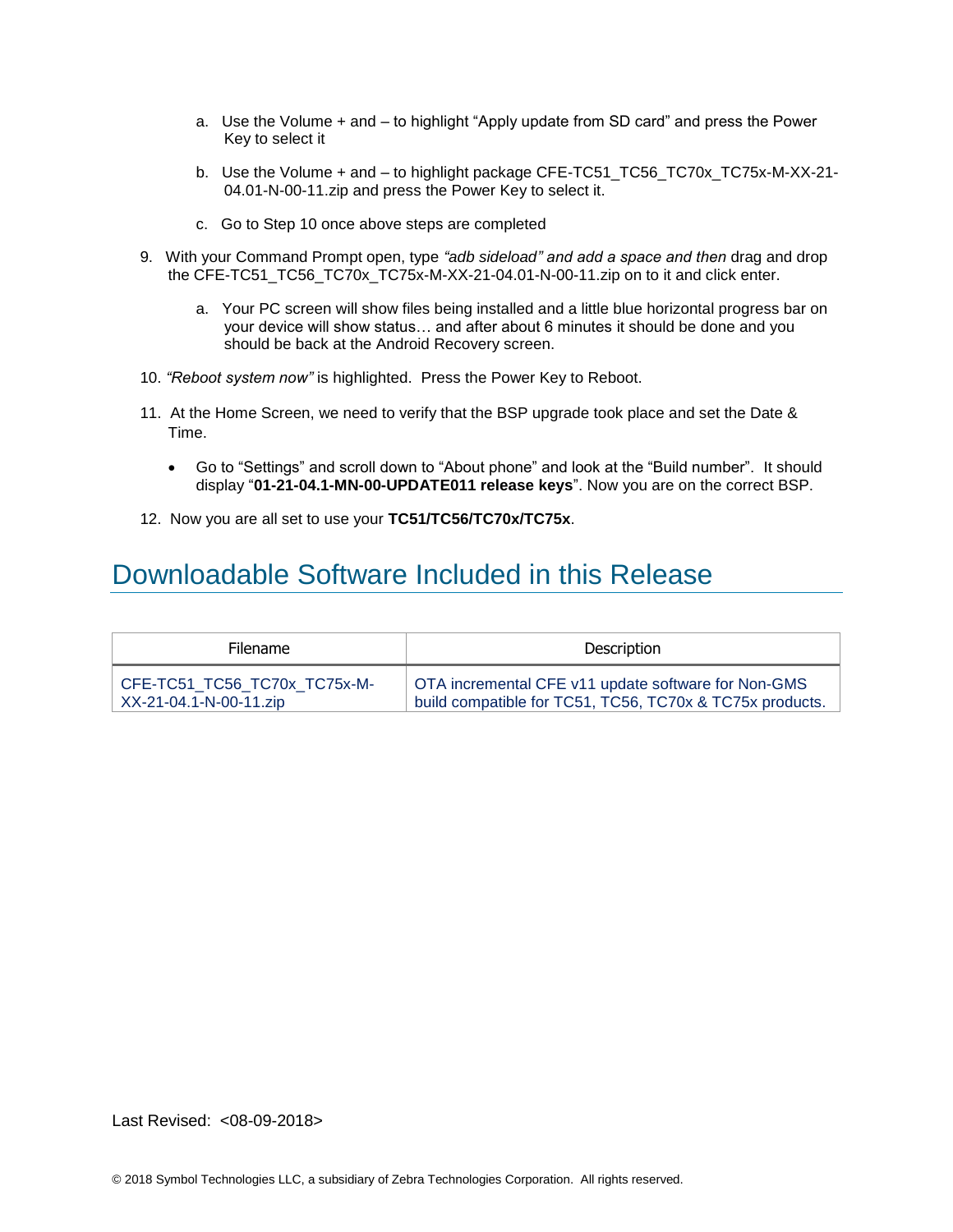a. Use the Volume + and – to highlight "Apply update from SD card" and press the Power Key to select it

   b. Use the Volume + and – to highlight package CFE-TC51_TC56_TC70x_TC75x-M-XX-21-04.01-N-00-11.zip and press the Power Key to select it.

   c. Go to Step 10 once above steps are completed

9. With your Command Prompt open, type *"adb sideload" and add a space and then* drag and drop the CFE-TC51_TC56_TC70x_TC75x-M-XX-21-04.01-N-00-11.zip on to it and click enter.

   a. Your PC screen will show files being installed and a little blue horizontal progress bar on your device will show status… and after about 6 minutes it should be done and you should be back at the Android Recovery screen.

10. *"Reboot system now"* is highlighted. Press the Power Key to Reboot.

11. At the Home Screen, we need to verify that the BSP upgrade took place and set the Date & Time.

    - Go to "Settings" and scroll down to "About phone" and look at the "Build number". It should display "**01-21-04.1-MN-00-UPDATE011 release keys**". Now you are on the correct BSP.

12. Now you are all set to use your **TC51/TC56/TC70x/TC75x**.

# Downloadable Software Included in this Release

| Filename | Description |
|---|---|
| CFE-TC51_TC56_TC70x_TC75x-M-XX-21-04.1-N-00-11.zip | OTA incremental CFE v11 update software for Non-GMS build compatible for TC51, TC56, TC70x & TC75x products. |

Last Revised: <08-09-2018>

© 2018 Symbol Technologies LLC, a subsidiary of Zebra Technologies Corporation. All rights reserved.